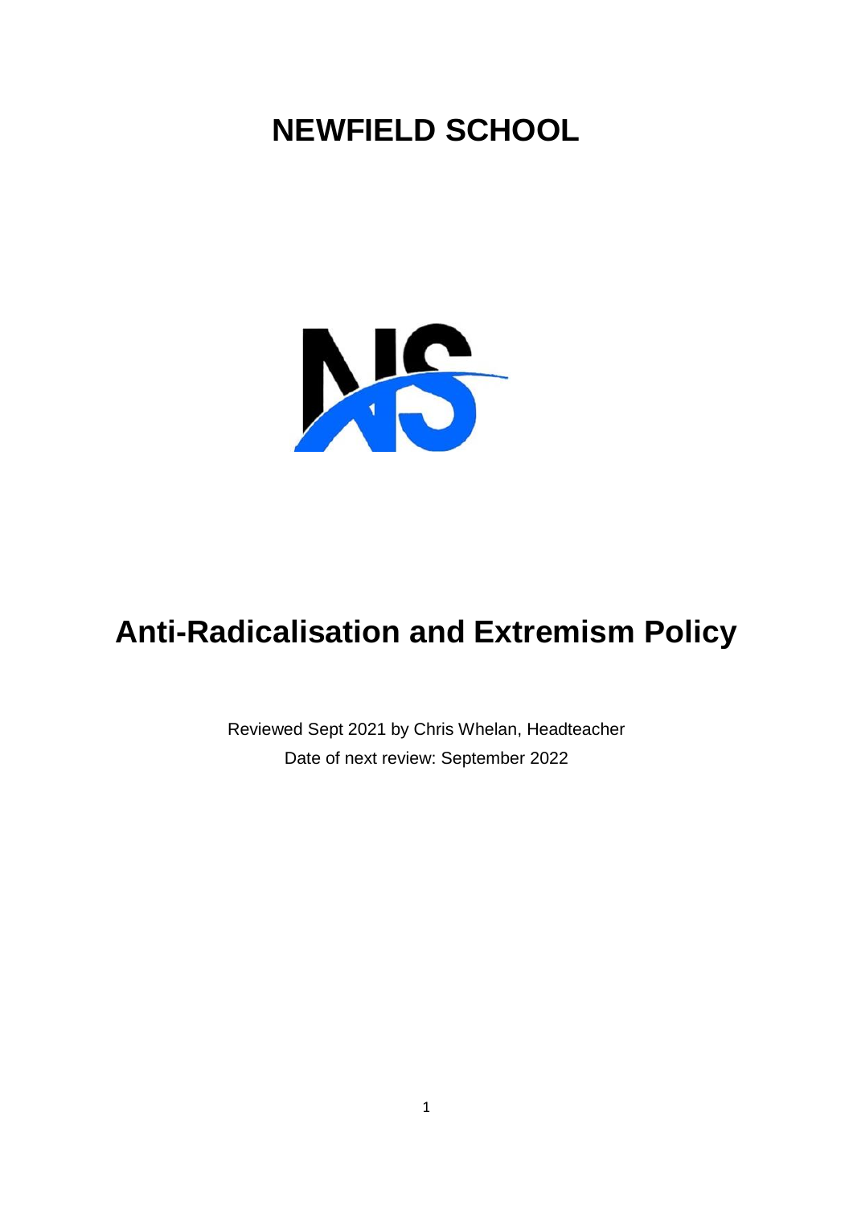# NEWFIELD SCHOOL

# Anti-Radicalisation and Extremism Policy

Reviewed Sept 2021 by Chris Whelan, Headteacher

Date of next review: September 2022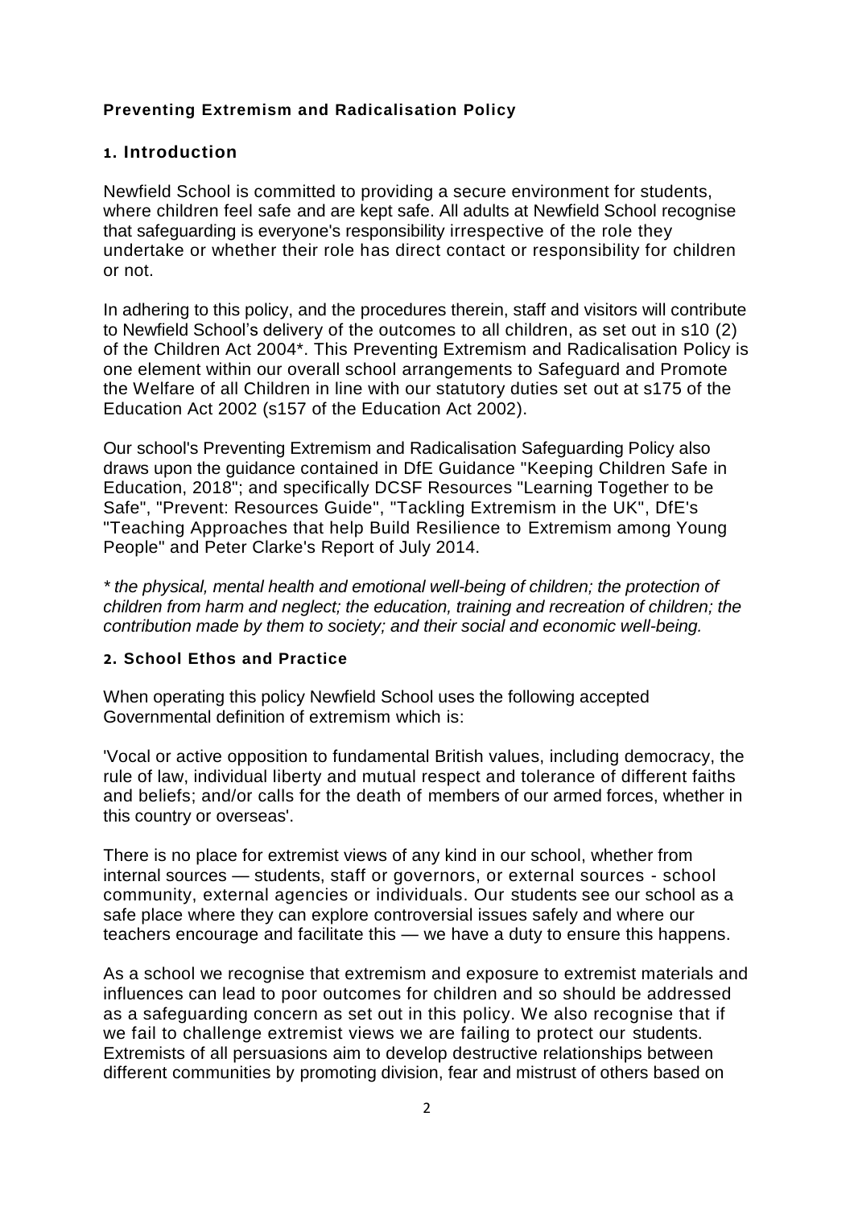**Preventing Extremism and Radicalisation Policy**

## 1. Introduction

Newfield School is committed to providing a secure environment for students, where children feel safe and are kept safe. All adults at Newfield School recognise that safeguarding is everyone's responsibility irrespective of the role they undertake or whether their role has direct contact or responsibility for children or not.

In adhering to this policy, and the procedures therein, staff and visitors will contribute to Newfield School's delivery of the outcomes to all children, as set out in s10 (2) of the Children Act 2004*. This Preventing Extremism and Radicalisation Policy is one element within our overall school arrangements to Safeguard and Promote the Welfare of all Children in line with our statutory duties set out at s175 of the Education Act 2002 (s157 of the Education Act 2002).

Our school's Preventing Extremism and Radicalisation Safeguarding Policy also draws upon the guidance contained in DfE Guidance "Keeping Children Safe in Education, 2018"; and specifically DCSF Resources "Learning Together to be Safe", "Prevent: Resources Guide", "Tackling Extremism in the UK", DfE's "Teaching Approaches that help Build Resilience to Extremism among Young People" and Peter Clarke's Report of July 2014.

*\* the physical, mental health and emotional well-being of children; the protection of children from harm and neglect; the education, training and recreation of children; the contribution made by them to society; and their social and economic well-being.*

### 2. School Ethos and Practice

When operating this policy Newfield School uses the following accepted Governmental definition of extremism which is:

'Vocal or active opposition to fundamental British values, including democracy, the rule of law, individual liberty and mutual respect and tolerance of different faiths and beliefs; and/or calls for the death of members of our armed forces, whether in this country or overseas'.

There is no place for extremist views of any kind in our school, whether from internal sources — students, staff or governors, or external sources - school community, external agencies or individuals. Our students see our school as a safe place where they can explore controversial issues safely and where our teachers encourage and facilitate this — we have a duty to ensure this happens.

As a school we recognise that extremism and exposure to extremist materials and influences can lead to poor outcomes for children and so should be addressed as a safeguarding concern as set out in this policy. We also recognise that if we fail to challenge extremist views we are failing to protect our students. Extremists of all persuasions aim to develop destructive relationships between different communities by promoting division, fear and mistrust of others based on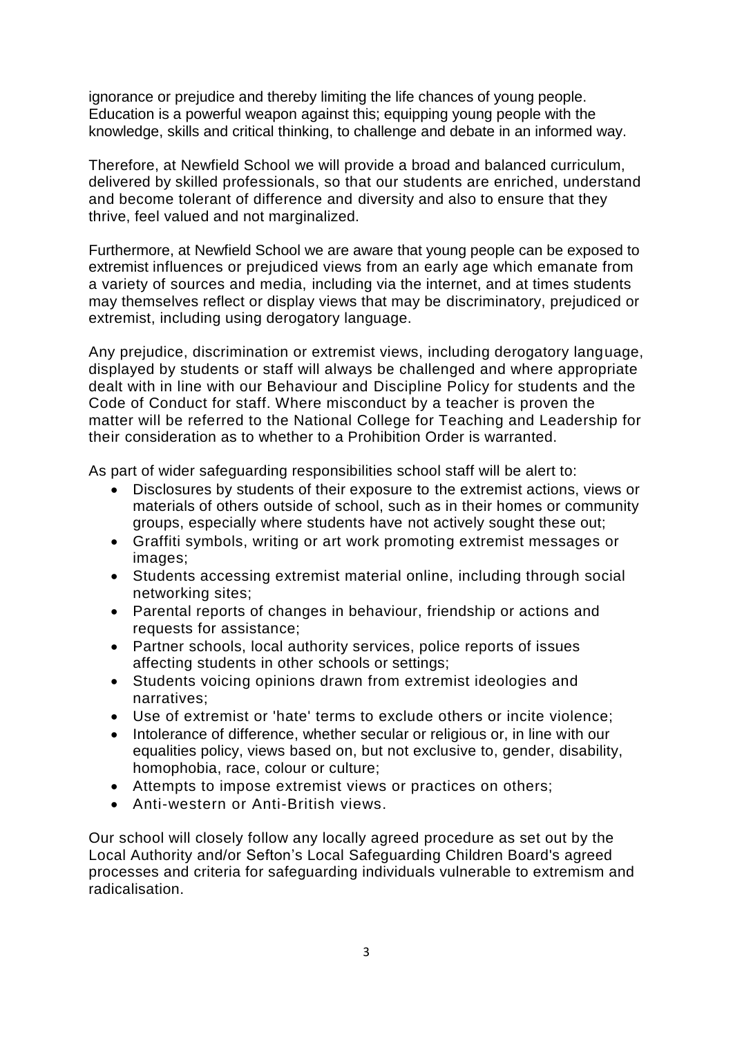ignorance or prejudice and thereby limiting the life chances of young people. Education is a powerful weapon against this; equipping young people with the knowledge, skills and critical thinking, to challenge and debate in an informed way.

Therefore, at Newfield School we will provide a broad and balanced curriculum, delivered by skilled professionals, so that our students are enriched, understand and become tolerant of difference and diversity and also to ensure that they thrive, feel valued and not marginalized.

Furthermore, at Newfield School we are aware that young people can be exposed to extremist influences or prejudiced views from an early age which emanate from a variety of sources and media, including via the internet, and at times students may themselves reflect or display views that may be discriminatory, prejudiced or extremist, including using derogatory language.

Any prejudice, discrimination or extremist views, including derogatory language, displayed by students or staff will always be challenged and where appropriate dealt with in line with our Behaviour and Discipline Policy for students and the Code of Conduct for staff. Where misconduct by a teacher is proven the matter will be referred to the National College for Teaching and Leadership for their consideration as to whether to a Prohibition Order is warranted.

As part of wider safeguarding responsibilities school staff will be alert to:

- Disclosures by students of their exposure to the extremist actions, views or materials of others outside of school, such as in their homes or community groups, especially where students have not actively sought these out;
- Graffiti symbols, writing or art work promoting extremist messages or images;
- Students accessing extremist material online, including through social networking sites;
- Parental reports of changes in behaviour, friendship or actions and requests for assistance;
- Partner schools, local authority services, police reports of issues affecting students in other schools or settings;
- Students voicing opinions drawn from extremist ideologies and narratives;
- Use of extremist or 'hate' terms to exclude others or incite violence;
- Intolerance of difference, whether secular or religious or, in line with our equalities policy, views based on, but not exclusive to, gender, disability, homophobia, race, colour or culture;
- Attempts to impose extremist views or practices on others;
- Anti-western or Anti-British views.

Our school will closely follow any locally agreed procedure as set out by the Local Authority and/or Sefton's Local Safeguarding Children Board's agreed processes and criteria for safeguarding individuals vulnerable to extremism and radicalisation.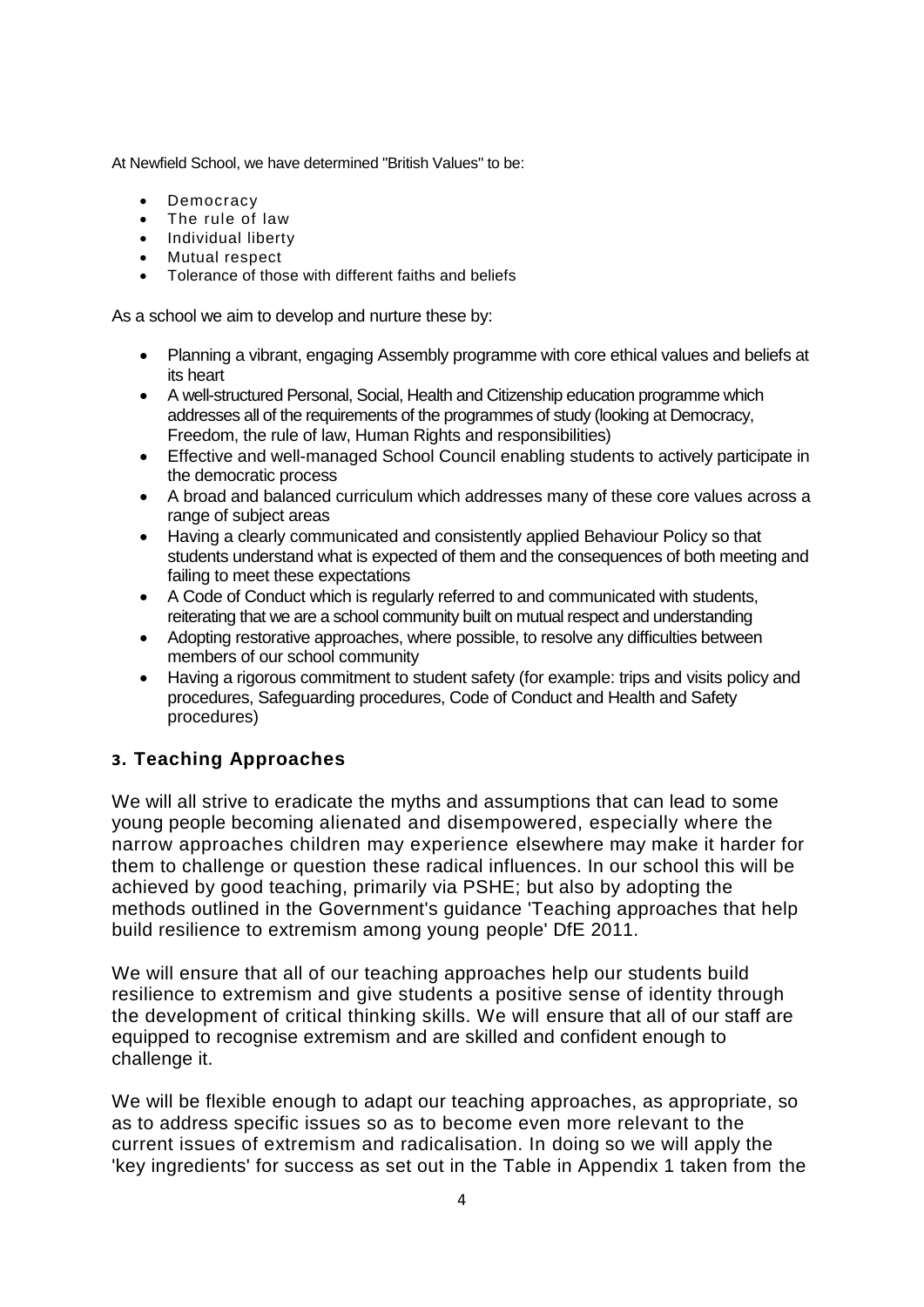At Newfield School, we have determined "British Values" to be:

- Democracy
- The rule of law
- Individual liberty
- Mutual respect
- Tolerance of those with different faiths and beliefs

As a school we aim to develop and nurture these by:

- Planning a vibrant, engaging Assembly programme with core ethical values and beliefs at its heart
- A well-structured Personal, Social, Health and Citizenship education programme which addresses all of the requirements of the programmes of study (looking at Democracy, Freedom, the rule of law, Human Rights and responsibilities)
- Effective and well-managed School Council enabling students to actively participate in the democratic process
- A broad and balanced curriculum which addresses many of these core values across a range of subject areas
- Having a clearly communicated and consistently applied Behaviour Policy so that students understand what is expected of them and the consequences of both meeting and failing to meet these expectations
- A Code of Conduct which is regularly referred to and communicated with students, reiterating that we are a school community built on mutual respect and understanding
- Adopting restorative approaches, where possible, to resolve any difficulties between members of our school community
- Having a rigorous commitment to student safety (for example: trips and visits policy and procedures, Safeguarding procedures, Code of Conduct and Health and Safety procedures)

## 3. Teaching Approaches

We will all strive to eradicate the myths and assumptions that can lead to some young people becoming alienated and disempowered, especially where the narrow approaches children may experience elsewhere may make it harder for them to challenge or question these radical influences. In our school this will be achieved by good teaching, primarily via PSHE; but also by adopting the methods outlined in the Government's guidance 'Teaching approaches that help build resilience to extremism among young people' DfE 2011.

We will ensure that all of our teaching approaches help our students build resilience to extremism and give students a positive sense of identity through the development of critical thinking skills. We will ensure that all of our staff are equipped to recognise extremism and are skilled and confident enough to challenge it.

We will be flexible enough to adapt our teaching approaches, as appropriate, so as to address specific issues so as to become even more relevant to the current issues of extremism and radicalisation. In doing so we will apply the 'key ingredients' for success as set out in the Table in Appendix 1 taken from the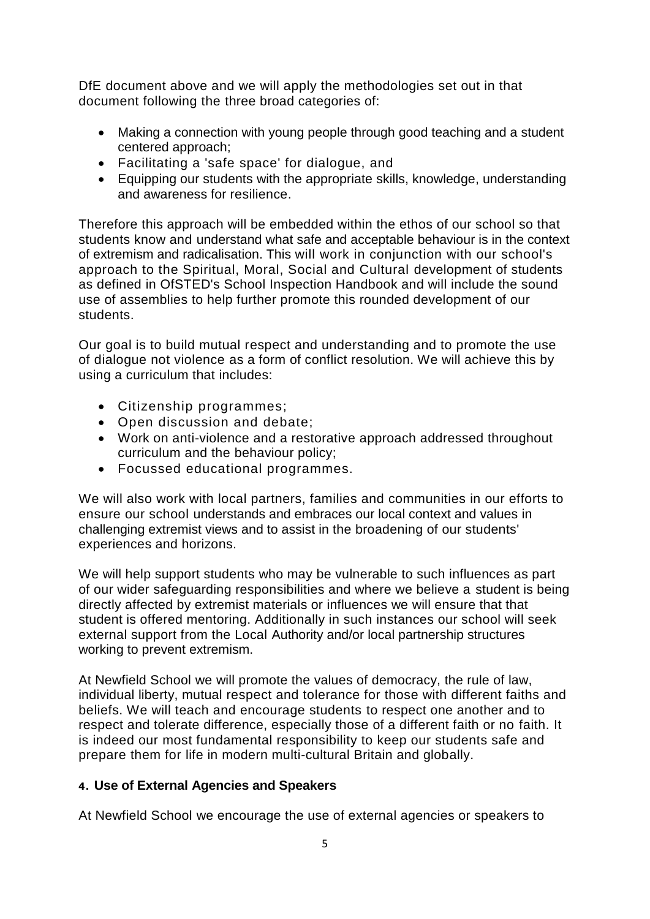DfE document above and we will apply the methodologies set out in that document following the three broad categories of:

- Making a connection with young people through good teaching and a student centered approach;
- Facilitating a 'safe space' for dialogue, and
- Equipping our students with the appropriate skills, knowledge, understanding and awareness for resilience.

Therefore this approach will be embedded within the ethos of our school so that students know and understand what safe and acceptable behaviour is in the context of extremism and radicalisation. This will work in conjunction with our school's approach to the Spiritual, Moral, Social and Cultural development of students as defined in OfSTED's School Inspection Handbook and will include the sound use of assemblies to help further promote this rounded development of our students.

Our goal is to build mutual respect and understanding and to promote the use of dialogue not violence as a form of conflict resolution. We will achieve this by using a curriculum that includes:

- Citizenship programmes;
- Open discussion and debate;
- Work on anti-violence and a restorative approach addressed throughout curriculum and the behaviour policy;
- Focussed educational programmes.

We will also work with local partners, families and communities in our efforts to ensure our school understands and embraces our local context and values in challenging extremist views and to assist in the broadening of our students' experiences and horizons.

We will help support students who may be vulnerable to such influences as part of our wider safeguarding responsibilities and where we believe a student is being directly affected by extremist materials or influences we will ensure that that student is offered mentoring. Additionally in such instances our school will seek external support from the Local Authority and/or local partnership structures working to prevent extremism.

At Newfield School we will promote the values of democracy, the rule of law, individual liberty, mutual respect and tolerance for those with different faiths and beliefs. We will teach and encourage students to respect one another and to respect and tolerate difference, especially those of a different faith or no faith. It is indeed our most fundamental responsibility to keep our students safe and prepare them for life in modern multi-cultural Britain and globally.

### 4. Use of External Agencies and Speakers

At Newfield School we encourage the use of external agencies or speakers to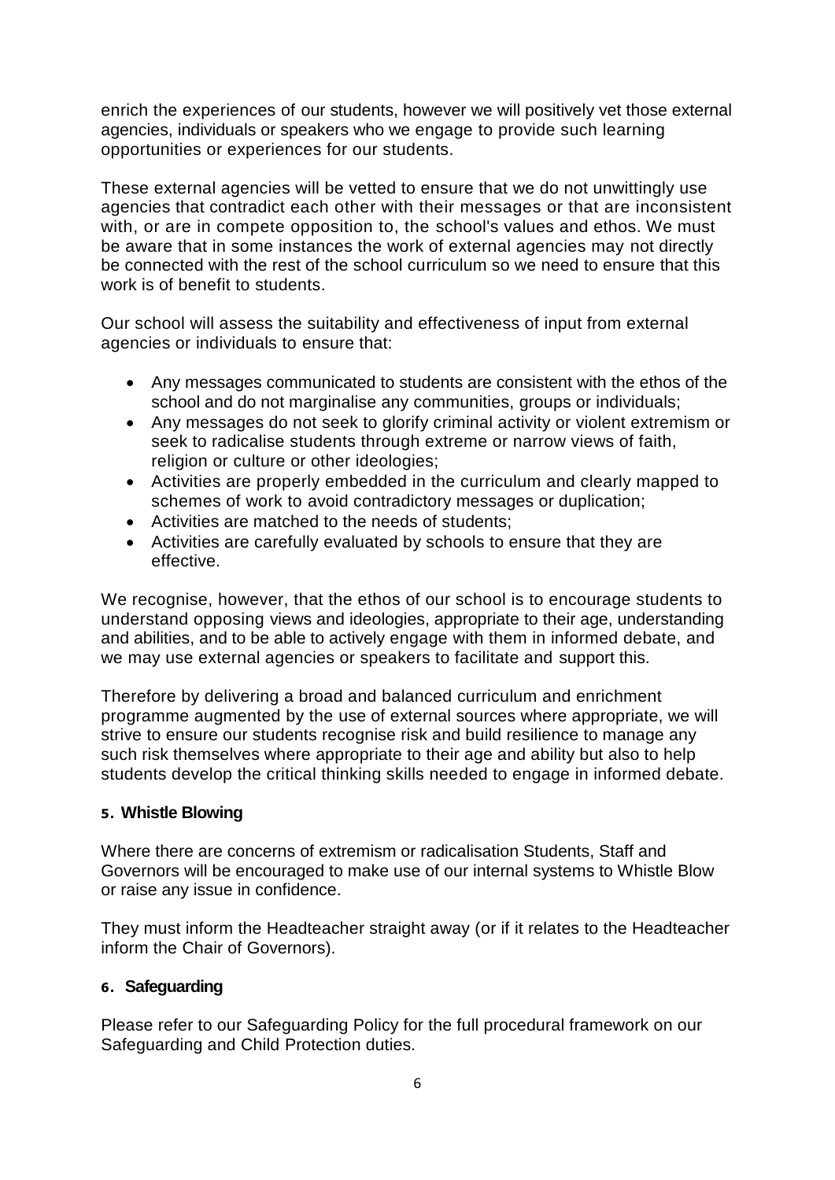enrich the experiences of our students, however we will positively vet those external agencies, individuals or speakers who we engage to provide such learning opportunities or experiences for our students.

These external agencies will be vetted to ensure that we do not unwittingly use agencies that contradict each other with their messages or that are inconsistent with, or are in compete opposition to, the school's values and ethos. We must be aware that in some instances the work of external agencies may not directly be connected with the rest of the school curriculum so we need to ensure that this work is of benefit to students.

Our school will assess the suitability and effectiveness of input from external agencies or individuals to ensure that:

- Any messages communicated to students are consistent with the ethos of the school and do not marginalise any communities, groups or individuals;
- Any messages do not seek to glorify criminal activity or violent extremism or seek to radicalise students through extreme or narrow views of faith, religion or culture or other ideologies;
- Activities are properly embedded in the curriculum and clearly mapped to schemes of work to avoid contradictory messages or duplication;
- Activities are matched to the needs of students;
- Activities are carefully evaluated by schools to ensure that they are effective.

We recognise, however, that the ethos of our school is to encourage students to understand opposing views and ideologies, appropriate to their age, understanding and abilities, and to be able to actively engage with them in informed debate, and we may use external agencies or speakers to facilitate and support this.

Therefore by delivering a broad and balanced curriculum and enrichment programme augmented by the use of external sources where appropriate, we will strive to ensure our students recognise risk and build resilience to manage any such risk themselves where appropriate to their age and ability but also to help students develop the critical thinking skills needed to engage in informed debate.

#### 5. Whistle Blowing

Where there are concerns of extremism or radicalisation Students, Staff and Governors will be encouraged to make use of our internal systems to Whistle Blow or raise any issue in confidence.

They must inform the Headteacher straight away (or if it relates to the Headteacher inform the Chair of Governors).

#### 6. Safeguarding

Please refer to our Safeguarding Policy for the full procedural framework on our Safeguarding and Child Protection duties.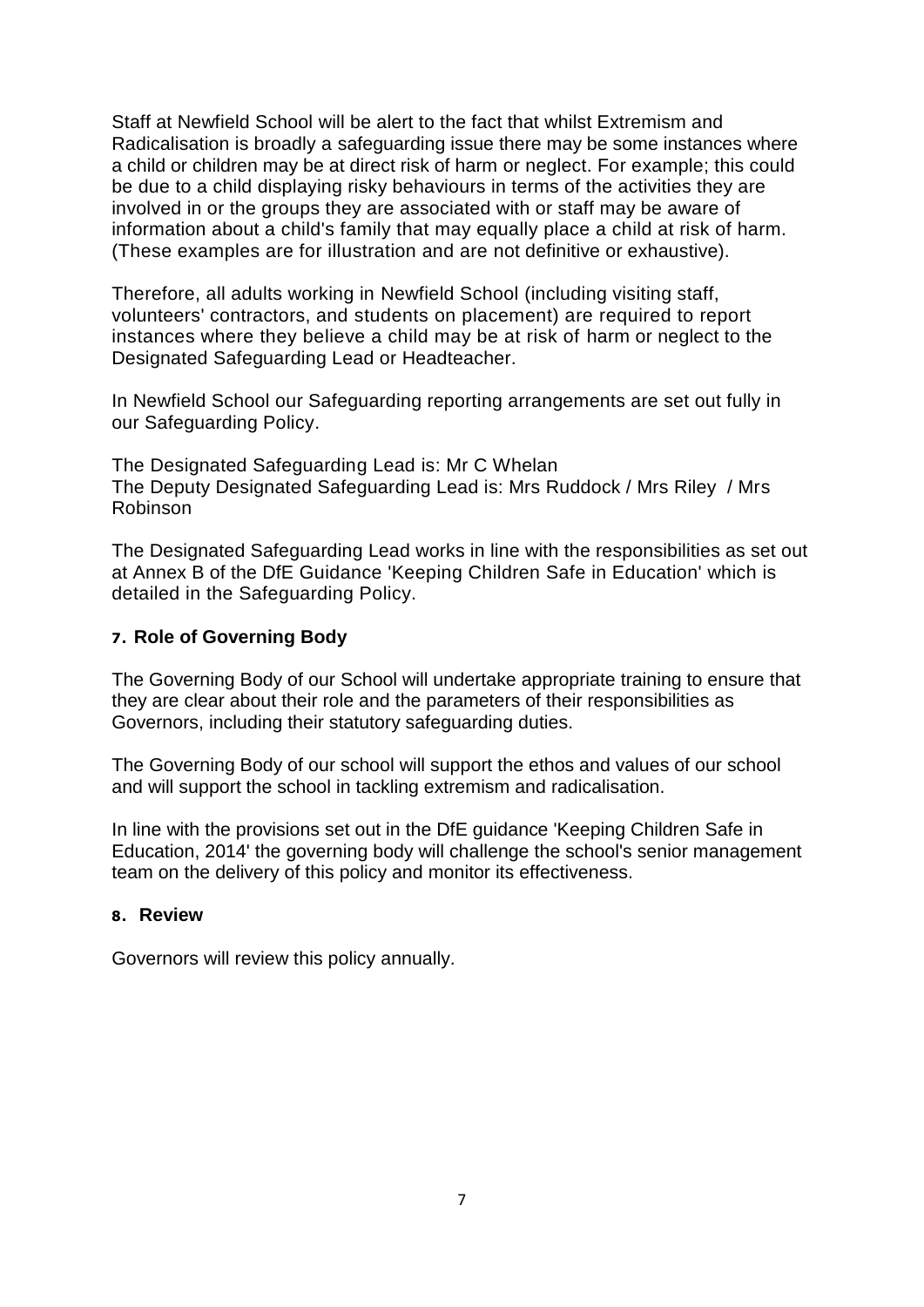Staff at Newfield School will be alert to the fact that whilst Extremism and Radicalisation is broadly a safeguarding issue there may be some instances where a child or children may be at direct risk of harm or neglect. For example; this could be due to a child displaying risky behaviours in terms of the activities they are involved in or the groups they are associated with or staff may be aware of information about a child's family that may equally place a child at risk of harm. (These examples are for illustration and are not definitive or exhaustive).

Therefore, all adults working in Newfield School (including visiting staff, volunteers' contractors, and students on placement) are required to report instances where they believe a child may be at risk of harm or neglect to the Designated Safeguarding Lead or Headteacher.

In Newfield School our Safeguarding reporting arrangements are set out fully in our Safeguarding Policy.

The Designated Safeguarding Lead is: Mr C Whelan
The Deputy Designated Safeguarding Lead is: Mrs Ruddock / Mrs Riley / Mrs Robinson

The Designated Safeguarding Lead works in line with the responsibilities as set out at Annex B of the DfE Guidance 'Keeping Children Safe in Education' which is detailed in the Safeguarding Policy.

## 7. Role of Governing Body

The Governing Body of our School will undertake appropriate training to ensure that they are clear about their role and the parameters of their responsibilities as Governors, including their statutory safeguarding duties.

The Governing Body of our school will support the ethos and values of our school and will support the school in tackling extremism and radicalisation.

In line with the provisions set out in the DfE guidance 'Keeping Children Safe in Education, 2014' the governing body will challenge the school's senior management team on the delivery of this policy and monitor its effectiveness.

## 8. Review

Governors will review this policy annually.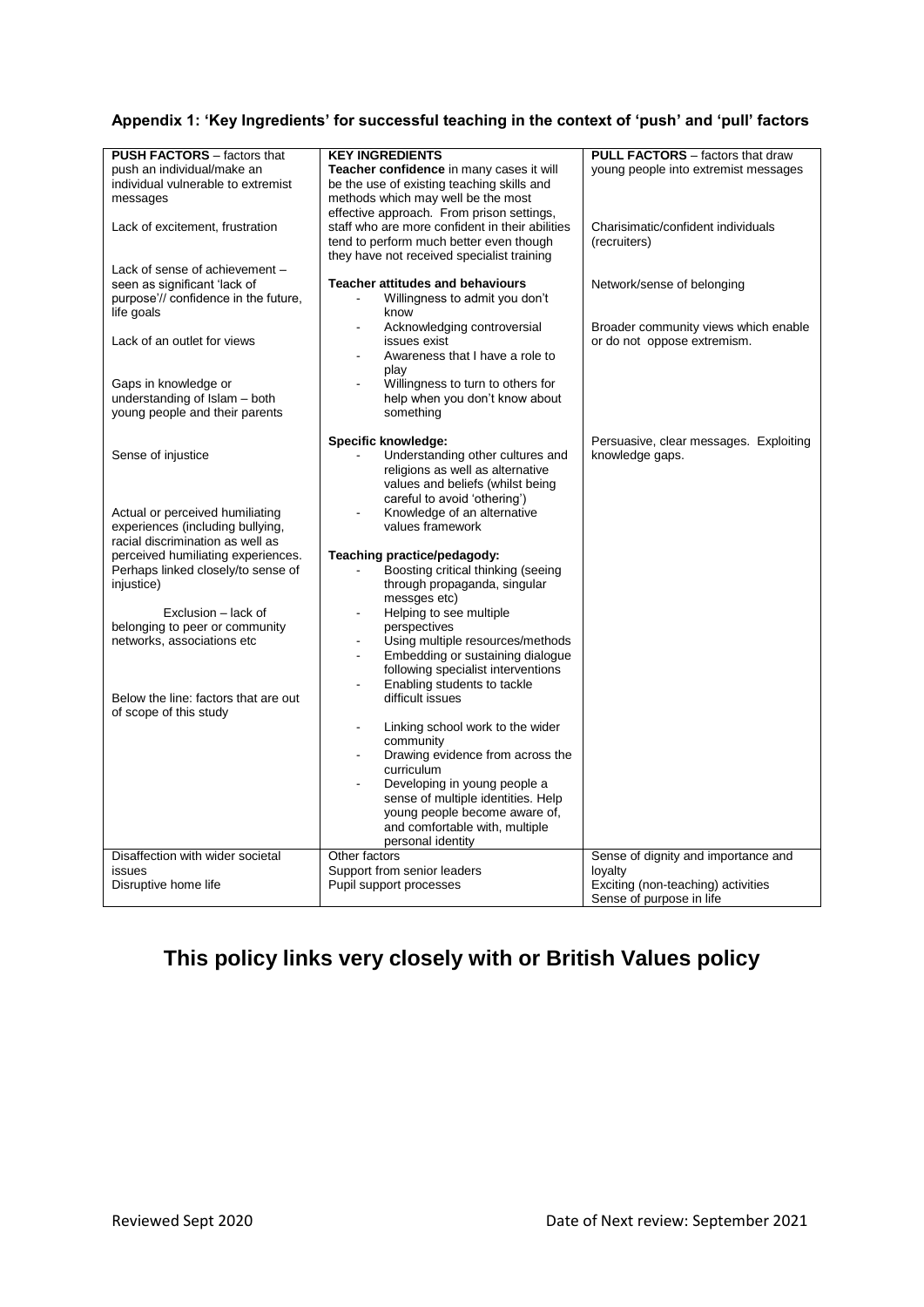### Appendix 1: 'Key Ingredients' for successful teaching in the context of 'push' and 'pull' factors

| **PUSH FACTORS** – factors that push an individual/make an individual vulnerable to extremist messages | **KEY INGREDIENTS** | **PULL FACTORS** – factors that draw young people into extremist messages |
|---|---|---|
| Lack of excitement, frustration | **Teacher confidence** in many cases it will be the use of existing teaching skills and methods which may well be the most effective approach. From prison settings, staff who are more confident in their abilities tend to perform much better even though they have not received specialist training | Charisimatic/confident individuals (recruiters) |
| Lack of sense of achievement – seen as significant 'lack of purpose'// confidence in the future, life goals<br><br>Lack of an outlet for views<br><br>Gaps in knowledge or understanding of Islam – both young people and their parents | **Teacher attitudes and behaviours**<br>- Willingness to admit you don't know<br>- Acknowledging controversial issues exist<br>- Awareness that I have a role to play<br>- Willingness to turn to others for help when you don't know about something | Network/sense of belonging<br><br>Broader community views which enable or do not oppose extremism. |
| Sense of injustice<br><br>Actual or perceived humiliating experiences (including bullying, racial discrimination as well as perceived humiliating experiences. Perhaps linked closely/to sense of injustice)<br><br>Exclusion – lack of belonging to peer or community networks, associations etc<br><br>Below the line: factors that are out of scope of this study | **Specific knowledge:**<br>- Understanding other cultures and religions as well as alternative values and beliefs (whilst being careful to avoid 'othering')<br>- Knowledge of an alternative values framework<br><br>**Teaching practice/pedagody:**<br>- Boosting critical thinking (seeing through propaganda, singular messges etc)<br>- Helping to see multiple perspectives<br>- Using multiple resources/methods<br>- Embedding or sustaining dialogue following specialist interventions<br>- Enabling students to tackle difficult issues<br><br>- Linking school work to the wider community<br>- Drawing evidence from across the curriculum<br>- Developing in young people a sense of multiple identities. Help young people become aware of, and comfortable with, multiple personal identity | Persuasive, clear messages. Exploiting knowledge gaps. |
| Disaffection with wider societal issues<br>Disruptive home life | Other factors<br>Support from senior leaders<br>Pupil support processes | Sense of dignity and importance and loyalty<br>Exciting (non-teaching) activities<br>Sense of purpose in life |

## This policy links very closely with or British Values policy

Reviewed Sept 2020

Date of Next review: September 2021